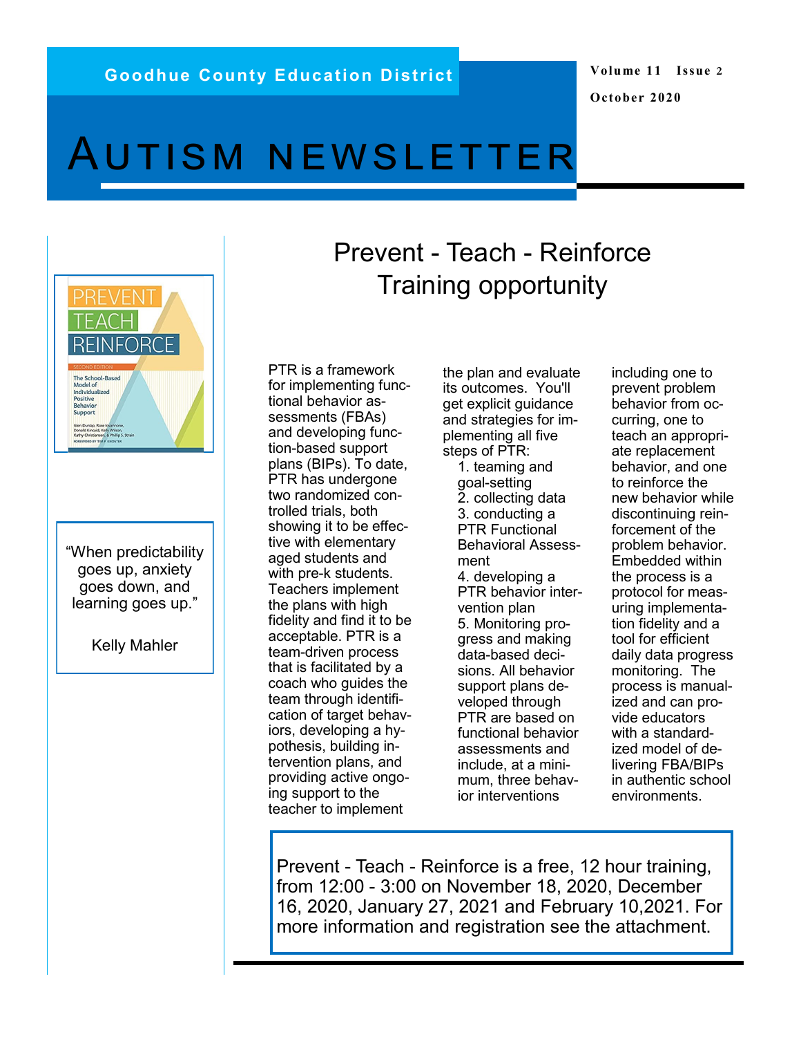Goodhue County Education District

Volume 11 Issue 2

October 2020

# AUTISM NEWSLETTER

> "When predictability goes up, anxiety goes down, and learning goes up."
>
> Kelly Mahler

## Prevent - Teach - Reinforce Training opportunity

PTR is a framework for implementing functional behavior assessments (FBAs) and developing function-based support plans (BIPs). To date, PTR has undergone two randomized controlled trials, both showing it to be effective with elementary aged students and with pre-k students. Teachers implement the plans with high fidelity and find it to be acceptable. PTR is a team-driven process that is facilitated by a coach who guides the team through identification of target behaviors, developing a hypothesis, building intervention plans, and providing active ongoing support to the teacher to implement the plan and evaluate its outcomes. You'll get explicit guidance and strategies for implementing all five steps of PTR:

1. teaming and goal-setting
2. collecting data
3. conducting a PTR Functional Behavioral Assessment
4. developing a PTR behavior intervention plan
5. Monitoring progress and making data-based decisions.

All behavior support plans developed through PTR are based on functional behavior assessments and include, at a minimum, three behavior interventions including one to prevent problem behavior from occurring, one to teach an appropriate replacement behavior, and one to reinforce the new behavior while discontinuing reinforcement of the problem behavior. Embedded within the process is a protocol for measuring implementation fidelity and a tool for efficient daily data progress monitoring. The process is manualized and can provide educators with a standardized model of delivering FBA/BIPs in authentic school environments.

Prevent - Teach - Reinforce is a free, 12 hour training, from 12:00 - 3:00 on November 18, 2020, December 16, 2020, January 27, 2021 and February 10,2021. For more information and registration see the attachment.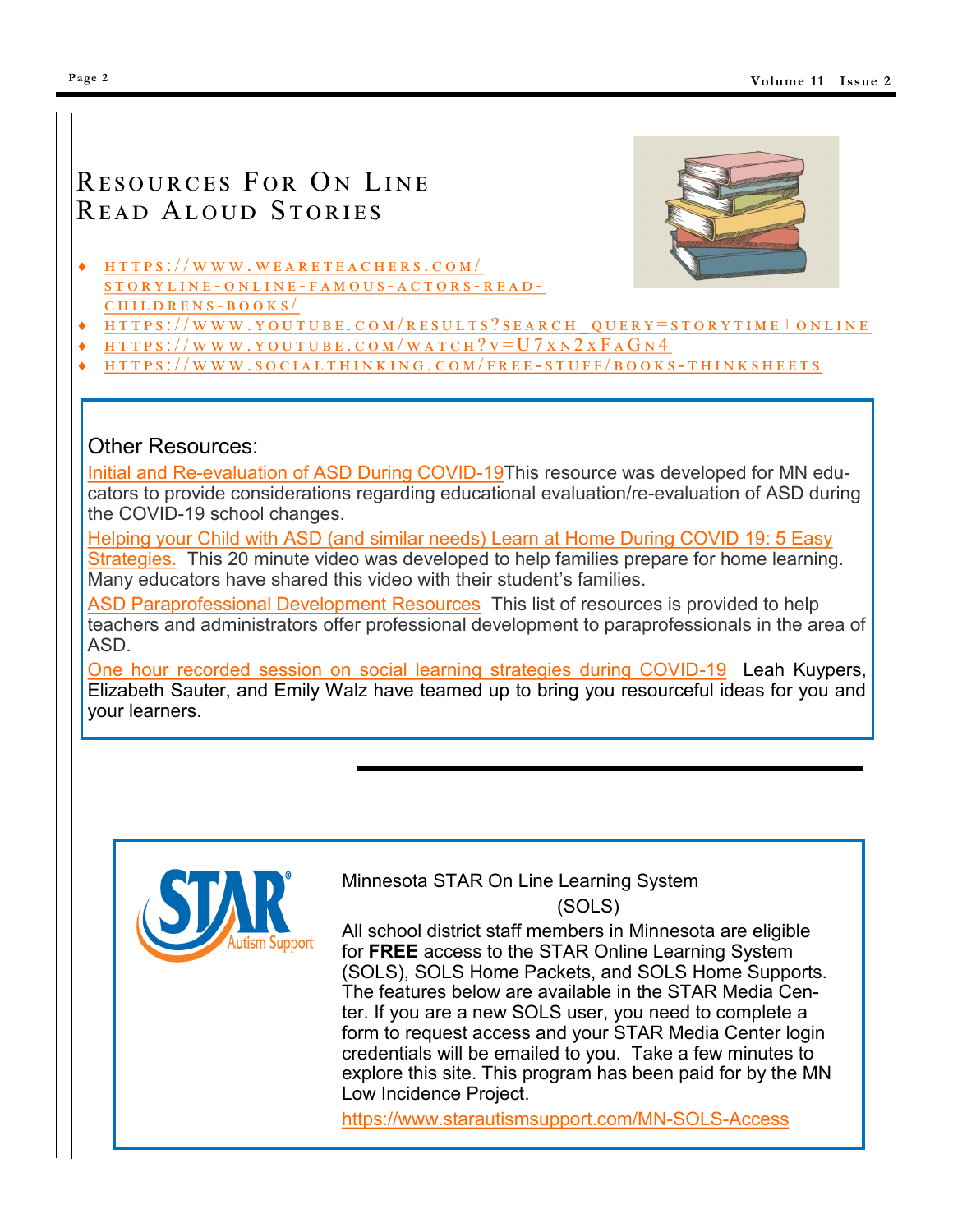# Resources For On Line Read Aloud Stories

- https://www.weareteachers.com/storyline-online-famous-actors-read-childrens-books/
- https://www.youtube.com/results?search_query=storytime+online
- https://www.youtube.com/watch?v=U7xn2xFaGn4
- https://www.socialthinking.com/free-stuff/books-thinksheets

## Other Resources:

Initial and Re-evaluation of ASD During COVID-19 This resource was developed for MN educators to provide considerations regarding educational evaluation/re-evaluation of ASD during the COVID-19 school changes.

Helping your Child with ASD (and similar needs) Learn at Home During COVID 19: 5 Easy Strategies. This 20 minute video was developed to help families prepare for home learning. Many educators have shared this video with their student's families.

ASD Paraprofessional Development Resources This list of resources is provided to help teachers and administrators offer professional development to paraprofessionals in the area of ASD.

One hour recorded session on social learning strategies during COVID-19 Leah Kuypers, Elizabeth Sauter, and Emily Walz have teamed up to bring you resourceful ideas for you and your learners.

---

STAR® Autism Support

Minnesota STAR On Line Learning System (SOLS)

All school district staff members in Minnesota are eligible for **FREE** access to the STAR Online Learning System (SOLS), SOLS Home Packets, and SOLS Home Supports. The features below are available in the STAR Media Center. If you are a new SOLS user, you need to complete a form to request access and your STAR Media Center login credentials will be emailed to you. Take a few minutes to explore this site. This program has been paid for by the MN Low Incidence Project.

https://www.starautismsupport.com/MN-SOLS-Access